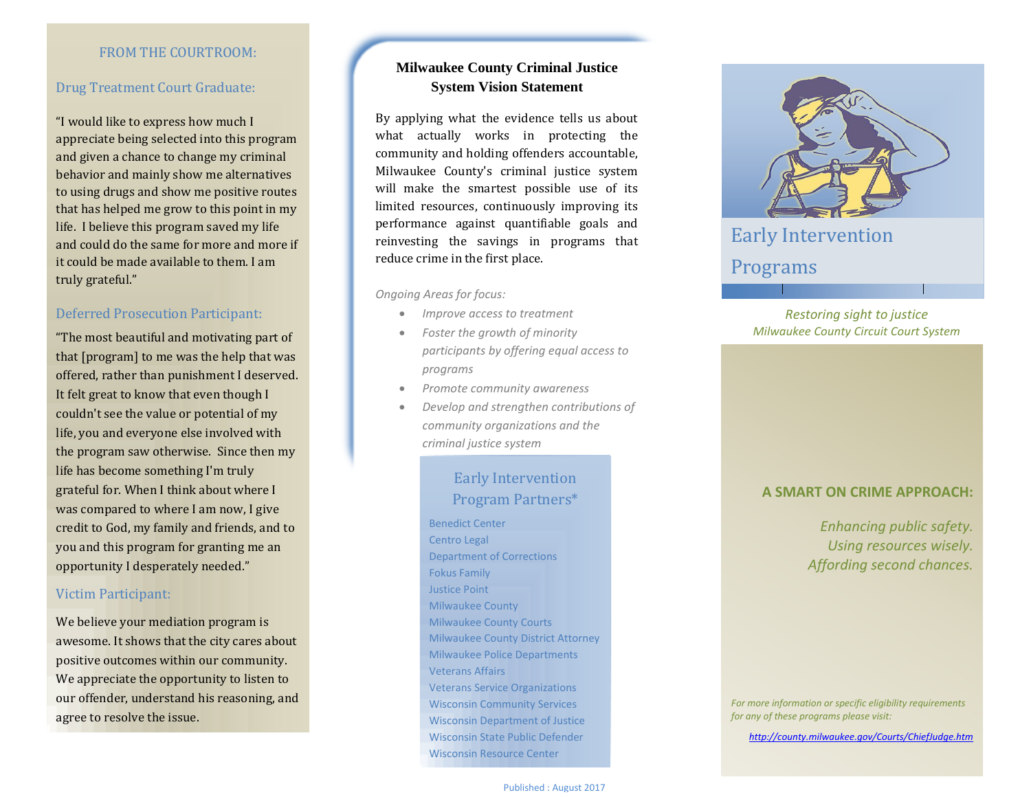## FROM THE COURTROOM:

### Drug Treatment Court Graduate:

"I would like to express how much I appreciate being selected into this program and given a chance to change my criminal behavior and mainly show me alternatives to using drugs and show me positive routes that has helped me grow to this point in my life. I believe this program saved my life and could do the same for more and more if it could be made available to them. I am truly grateful."

### Deferred Prosecution Participant:

"The most beautiful and motivating part of that [program] to me was the help that was offered, rather than punishment I deserved. It felt great to know that even though I couldn't see the value or potential of my life, you and everyone else involved with the program saw otherwise. Since then my life has become something I'm truly grateful for. When I think about where I was compared to where I am now, I give credit to God, my family and friends, and to you and this program for granting me an opportunity I desperately needed."

### Victim Participant:

We believe your mediation program is awesome. It shows that the city cares about positive outcomes within our community. We appreciate the opportunity to listen to our offender, understand his reasoning, and agree to resolve the issue.

## Milwaukee County Criminal Justice System Vision Statement

By applying what the evidence tells us about what actually works in protecting the community and holding offenders accountable, Milwaukee County's criminal justice system will make the smartest possible use of its limited resources, continuously improving its performance against quantifiable goals and reinvesting the savings in programs that reduce crime in the first place.

*Ongoing Areas for focus:*

- *Improve access to treatment*
- *Foster the growth of minority participants by offering equal access to programs*
- *Promote community awareness*
- *Develop and strengthen contributions of community organizations and the criminal justice system*

### Early Intervention Program Partners*

Benedict Center
Centro Legal
Department of Corrections
Fokus Family
Justice Point
Milwaukee County
Milwaukee County Courts
Milwaukee County District Attorney
Milwaukee Police Departments
Veterans Affairs
Veterans Service Organizations
Wisconsin Community Services
Wisconsin Department of Justice
Wisconsin State Public Defender
Wisconsin Resource Center

Published : August 2017

# Early Intervention Programs

*Restoring sight to justice*
*Milwaukee County Circuit Court System*

**A SMART ON CRIME APPROACH:**

*Enhancing public safety.*
*Using resources wisely.*
*Affording second chances.*

*For more information or specific eligibility requirements for any of these programs please visit:*

*http://county.milwaukee.gov/Courts/ChiefJudge.htm*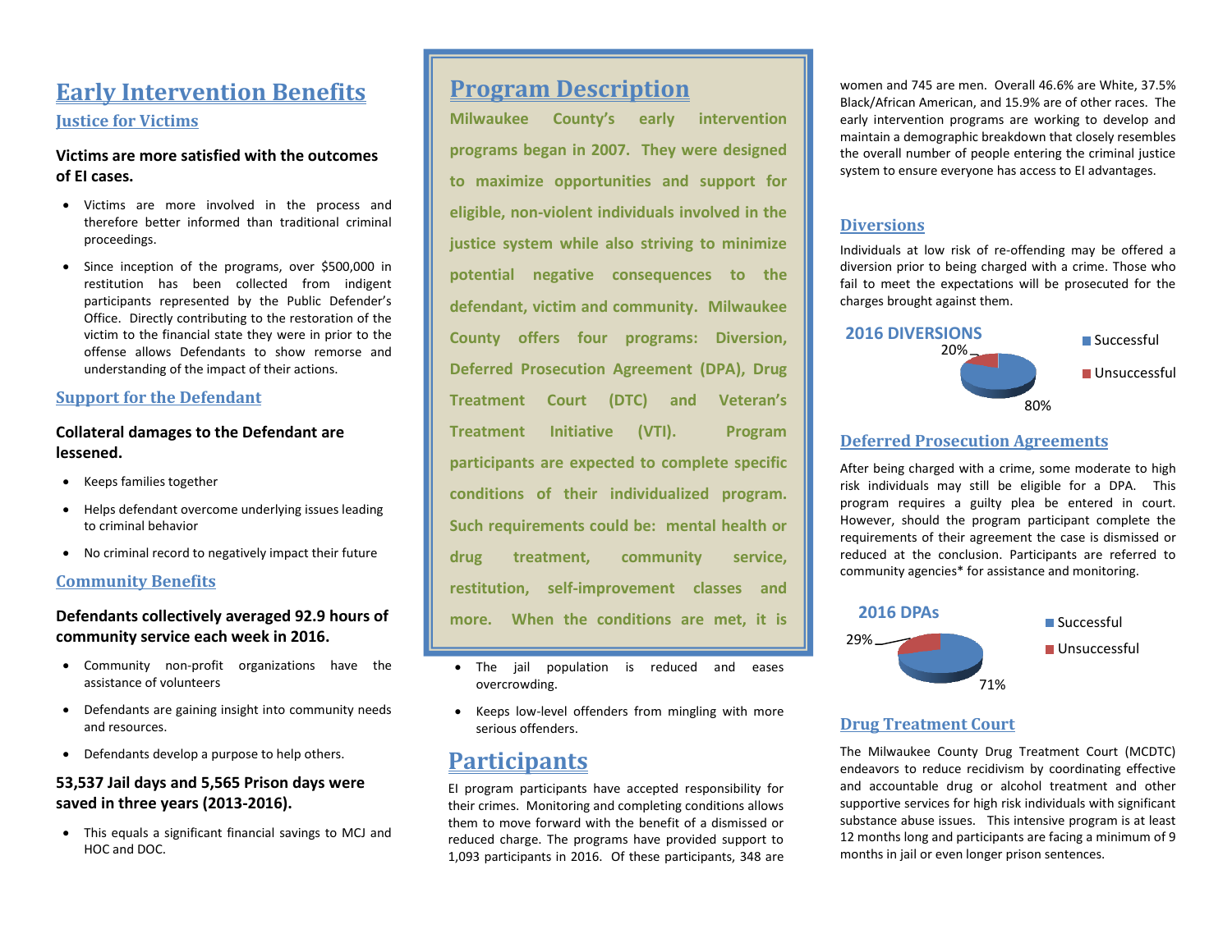# Early Intervention Benefits

## Justice for Victims

**Victims are more satisfied with the outcomes of EI cases.**

- Victims are more involved in the process and therefore better informed than traditional criminal proceedings.
- Since inception of the programs, over $500,000 in restitution has been collected from indigent participants represented by the Public Defender's Office. Directly contributing to the restoration of the victim to the financial state they were in prior to the offense allows Defendants to show remorse and understanding of the impact of their actions.

## Support for the Defendant

**Collateral damages to the Defendant are lessened.**

- Keeps families together
- Helps defendant overcome underlying issues leading to criminal behavior
- No criminal record to negatively impact their future

## Community Benefits

**Defendants collectively averaged 92.9 hours of community service each week in 2016.**

- Community non-profit organizations have the assistance of volunteers
- Defendants are gaining insight into community needs and resources.
- Defendants develop a purpose to help others.

**53,537 Jail days and 5,565 Prison days were saved in three years (2013-2016).**

- This equals a significant financial savings to MCJ and HOC and DOC.

# Program Description

**Milwaukee County's early intervention programs began in 2007. They were designed to maximize opportunities and support for eligible, non-violent individuals involved in the justice system while also striving to minimize potential negative consequences to the defendant, victim and community. Milwaukee County offers four programs: Diversion, Deferred Prosecution Agreement (DPA), Drug Treatment Court (DTC) and Veteran's Treatment Initiative (VTI). Program participants are expected to complete specific conditions of their individualized program. Such requirements could be: mental health or drug treatment, community service, restitution, self-improvement classes and more. When the conditions are met, it is**

- The jail population is reduced and eases overcrowding.
- Keeps low-level offenders from mingling with more serious offenders.

# Participants

EI program participants have accepted responsibility for their crimes. Monitoring and completing conditions allows them to move forward with the benefit of a dismissed or reduced charge. The programs have provided support to 1,093 participants in 2016. Of these participants, 348 are women and 745 are men. Overall 46.6% are White, 37.5% Black/African American, and 15.9% are of other races. The early intervention programs are working to develop and maintain a demographic breakdown that closely resembles the overall number of people entering the criminal justice system to ensure everyone has access to EI advantages.

## Diversions

Individuals at low risk of re-offending may be offered a diversion prior to being charged with a crime. Those who fail to meet the expectations will be prosecuted for the charges brought against them.

**2016 DIVERSIONS**

| Outcome | Percent |
|---|---|
| Successful | 80% |
| Unsuccessful | 20% |

## Deferred Prosecution Agreements

After being charged with a crime, some moderate to high risk individuals may still be eligible for a DPA. This program requires a guilty plea be entered in court. However, should the program participant complete the requirements of their agreement the case is dismissed or reduced at the conclusion. Participants are referred to community agencies* for assistance and monitoring.

**2016 DPAs**

| Outcome | Percent |
|---|---|
| Successful | 71% |
| Unsuccessful | 29% |

## Drug Treatment Court

The Milwaukee County Drug Treatment Court (MCDTC) endeavors to reduce recidivism by coordinating effective and accountable drug or alcohol treatment and other supportive services for high risk individuals with significant substance abuse issues. This intensive program is at least 12 months long and participants are facing a minimum of 9 months in jail or even longer prison sentences.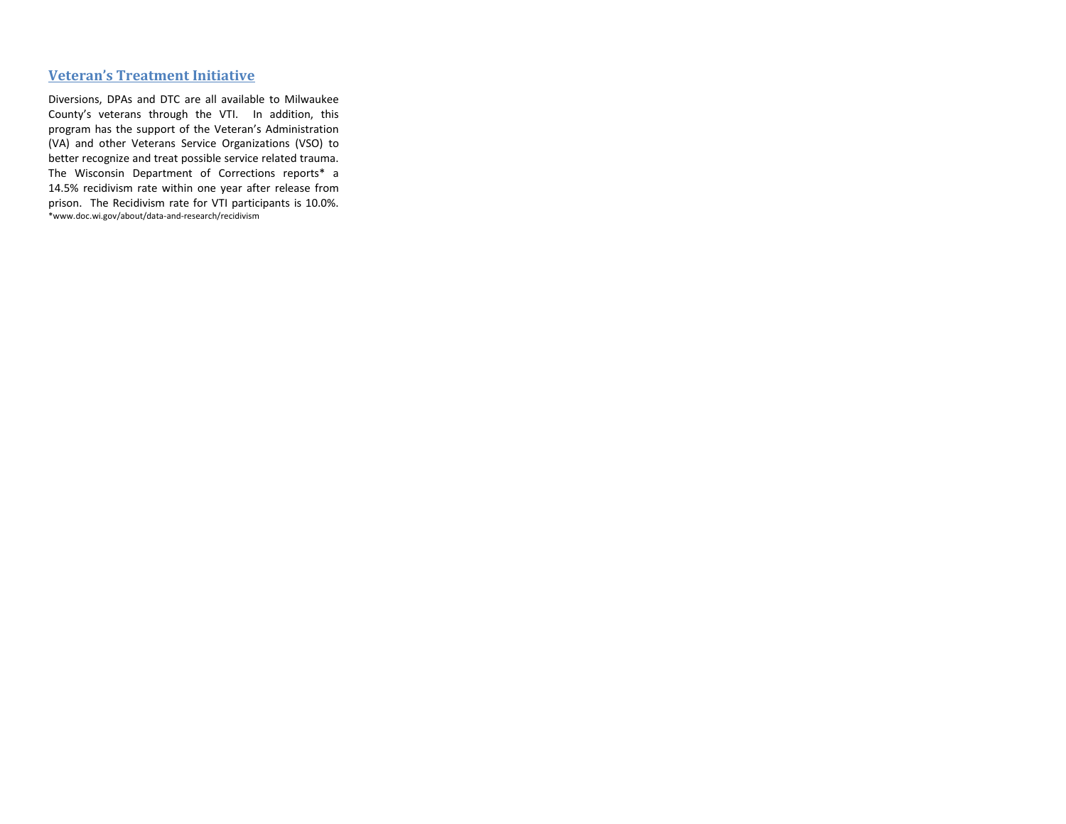## Veteran's Treatment Initiative

Diversions, DPAs and DTC are all available to Milwaukee County's veterans through the VTI. In addition, this program has the support of the Veteran's Administration (VA) and other Veterans Service Organizations (VSO) to better recognize and treat possible service related trauma. The Wisconsin Department of Corrections reports* a 14.5% recidivism rate within one year after release from prison. The Recidivism rate for VTI participants is 10.0%.

*www.doc.wi.gov/about/data-and-research/recidivism